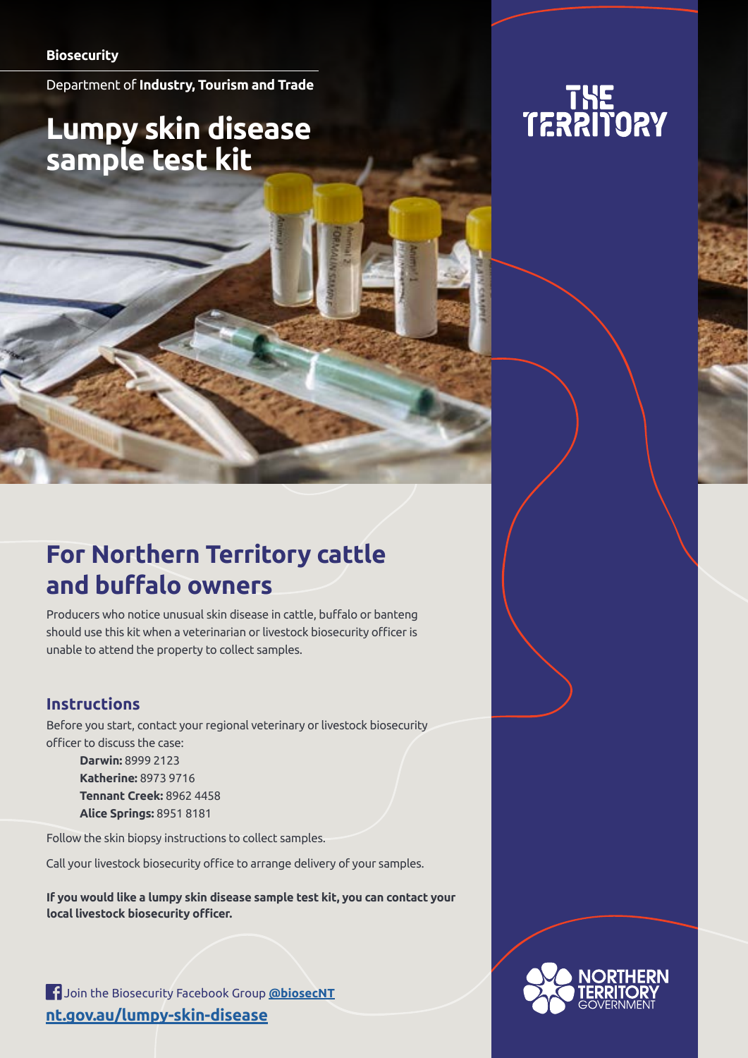**Biosecurity**

Department of **Industry, Tourism and Trade**

# Lumpy skin disease sample test kit

THE TERRITORY

## For Northern Territory cattle and buffalo owners

Producers who notice unusual skin disease in cattle, buffalo or banteng should use this kit when a veterinarian or livestock biosecurity officer is unable to attend the property to collect samples.

### Instructions

Before you start, contact your regional veterinary or livestock biosecurity officer to discuss the case:

**Darwin:** 8999 2123
**Katherine:** 8973 9716
**Tennant Creek:** 8962 4458
**Alice Springs:** 8951 8181

Follow the skin biopsy instructions to collect samples.

Call your livestock biosecurity office to arrange delivery of your samples.

**If you would like a lumpy skin disease sample test kit, you can contact your local livestock biosecurity officer.**

Join the Biosecurity Facebook Group **@biosecNT**

**nt.gov.au/lumpy-skin-disease**

NORTHERN TERRITORY GOVERNMENT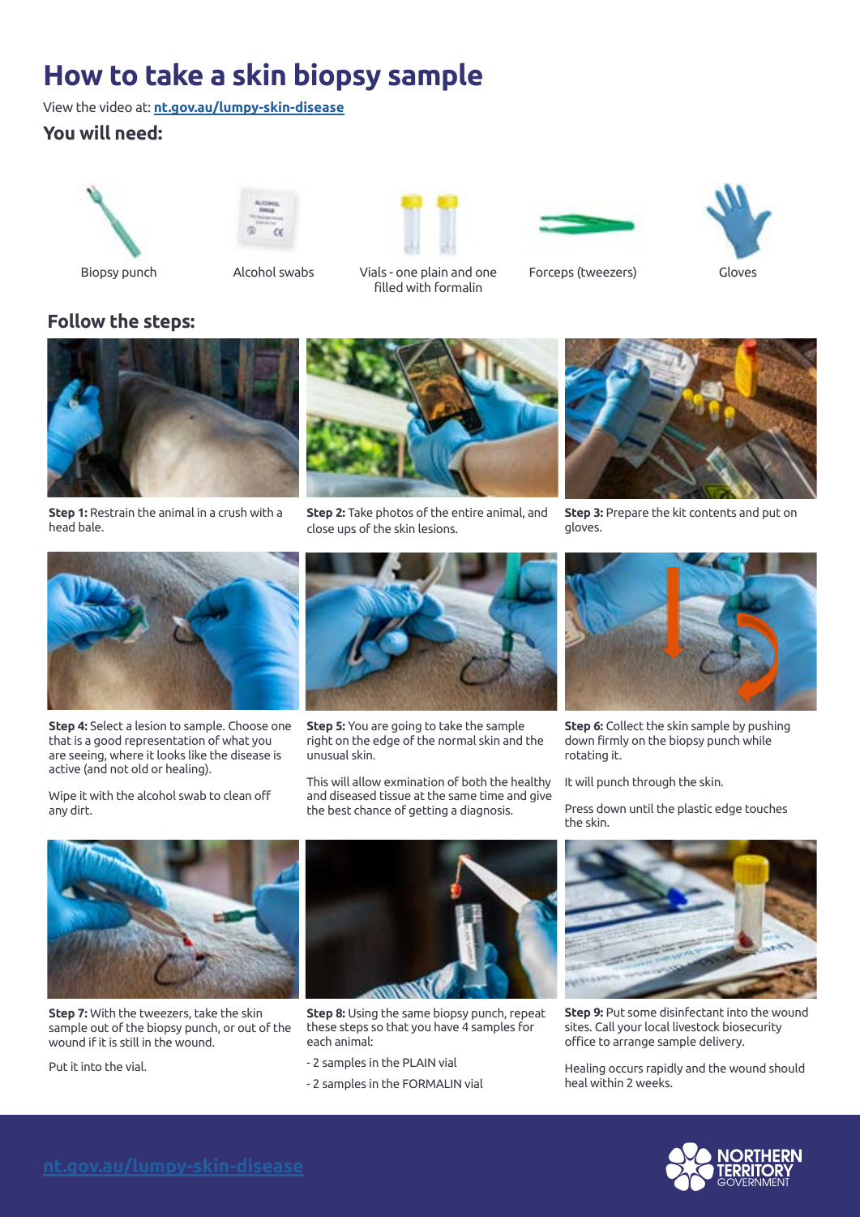# How to take a skin biopsy sample

View the video at: **nt.gov.au/lumpy-skin-disease**

## You will need:

- Biopsy punch
- Alcohol swabs
- Vials - one plain and one filled with formalin
- Forceps (tweezers)
- Gloves

## Follow the steps:

**Step 1:** Restrain the animal in a crush with a head bale.

**Step 2:** Take photos of the entire animal, and close ups of the skin lesions.

**Step 3:** Prepare the kit contents and put on gloves.

**Step 4:** Select a lesion to sample. Choose one that is a good representation of what you are seeing, where it looks like the disease is active (and not old or healing).

Wipe it with the alcohol swab to clean off any dirt.

**Step 5:** You are going to take the sample right on the edge of the normal skin and the unusual skin.

This will allow exmination of both the healthy and diseased tissue at the same time and give the best chance of getting a diagnosis.

**Step 6:** Collect the skin sample by pushing down firmly on the biopsy punch while rotating it.

It will punch through the skin.

Press down until the plastic edge touches the skin.

**Step 7:** With the tweezers, take the skin sample out of the biopsy punch, or out of the wound if it is still in the wound.

Put it into the vial.

**Step 8:** Using the same biopsy punch, repeat these steps so that you have 4 samples for each animal:

- 2 samples in the PLAIN vial
- 2 samples in the FORMALIN vial

**Step 9:** Put some disinfectant into the wound sites. Call your local livestock biosecurity office to arrange sample delivery.

Healing occurs rapidly and the wound should heal within 2 weeks.

nt.gov.au/lumpy-skin-disease

NORTHERN TERRITORY GOVERNMENT